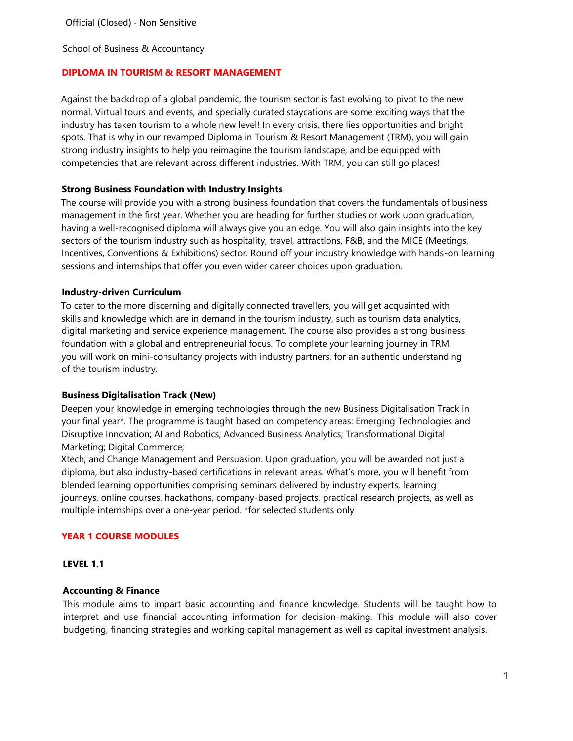Official (Closed) - Non Sensitive

School of Business & Accountancy

# DIPLOMA IN TOURISM & RESORT MANAGEMENT

Against the backdrop of a global pandemic, the tourism sector is fast evolving to pivot to the new normal. Virtual tours and events, and specially curated staycations are some exciting ways that the industry has taken tourism to a whole new level! In every crisis, there lies opportunities and bright spots. That is why in our revamped Diploma in Tourism & Resort Management (TRM), you will gain strong industry insights to help you reimagine the tourism landscape, and be equipped with competencies that are relevant across different industries. With TRM, you can still go places!

### Strong Business Foundation with Industry Insights

The course will provide you with a strong business foundation that covers the fundamentals of business management in the first year. Whether you are heading for further studies or work upon graduation, having a well-recognised diploma will always give you an edge. You will also gain insights into the key sectors of the tourism industry such as hospitality, travel, attractions, F&B, and the MICE (Meetings, Incentives, Conventions & Exhibitions) sector. Round off your industry knowledge with hands-on learning sessions and internships that offer you even wider career choices upon graduation.

### Industry-driven Curriculum

To cater to the more discerning and digitally connected travellers, you will get acquainted with skills and knowledge which are in demand in the tourism industry, such as tourism data analytics, digital marketing and service experience management. The course also provides a strong business foundation with a global and entrepreneurial focus. To complete your learning journey in TRM, you will work on mini-consultancy projects with industry partners, for an authentic understanding of the tourism industry.

### Business Digitalisation Track (New)

Deepen your knowledge in emerging technologies through the new Business Digitalisation Track in your final year*. The programme is taught based on competency areas: Emerging Technologies and Disruptive Innovation; AI and Robotics; Advanced Business Analytics; Transformational Digital Marketing; Digital Commerce;
Xtech; and Change Management and Persuasion. Upon graduation, you will be awarded not just a diploma, but also industry-based certifications in relevant areas. What's more, you will benefit from blended learning opportunities comprising seminars delivered by industry experts, learning journeys, online courses, hackathons, company-based projects, practical research projects, as well as multiple internships over a one-year period. *for selected students only

## YEAR 1 COURSE MODULES

### LEVEL 1.1

#### Accounting & Finance

This module aims to impart basic accounting and finance knowledge. Students will be taught how to interpret and use financial accounting information for decision-making. This module will also cover budgeting, financing strategies and working capital management as well as capital investment analysis.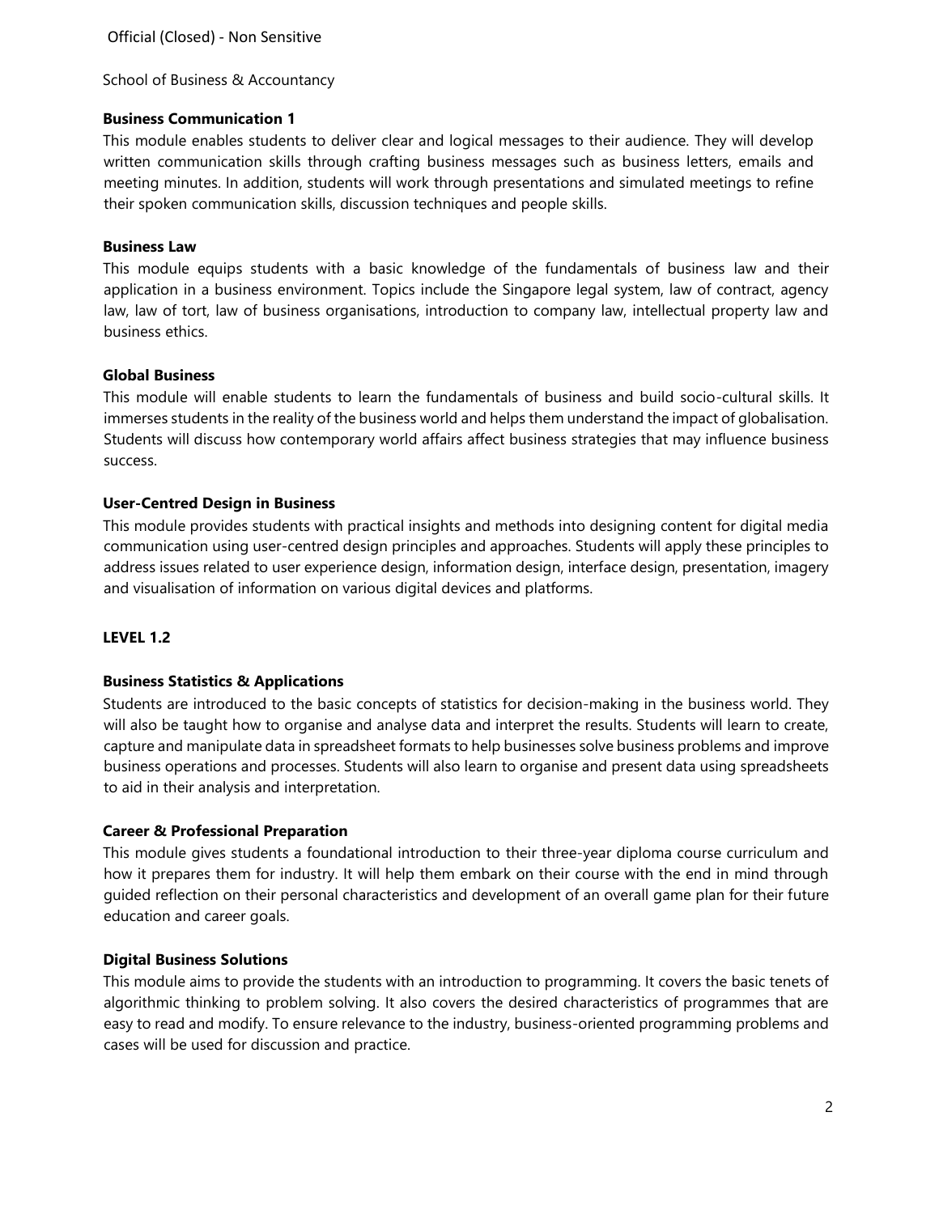School of Business & Accountancy

**Business Communication 1**

This module enables students to deliver clear and logical messages to their audience. They will develop written communication skills through crafting business messages such as business letters, emails and meeting minutes. In addition, students will work through presentations and simulated meetings to refine their spoken communication skills, discussion techniques and people skills.

**Business Law**

This module equips students with a basic knowledge of the fundamentals of business law and their application in a business environment. Topics include the Singapore legal system, law of contract, agency law, law of tort, law of business organisations, introduction to company law, intellectual property law and business ethics.

**Global Business**

This module will enable students to learn the fundamentals of business and build socio-cultural skills. It immerses students in the reality of the business world and helps them understand the impact of globalisation. Students will discuss how contemporary world affairs affect business strategies that may influence business success.

**User-Centred Design in Business**

This module provides students with practical insights and methods into designing content for digital media communication using user-centred design principles and approaches. Students will apply these principles to address issues related to user experience design, information design, interface design, presentation, imagery and visualisation of information on various digital devices and platforms.

## LEVEL 1.2

**Business Statistics & Applications**

Students are introduced to the basic concepts of statistics for decision-making in the business world. They will also be taught how to organise and analyse data and interpret the results. Students will learn to create, capture and manipulate data in spreadsheet formats to help businesses solve business problems and improve business operations and processes. Students will also learn to organise and present data using spreadsheets to aid in their analysis and interpretation.

**Career & Professional Preparation**

This module gives students a foundational introduction to their three-year diploma course curriculum and how it prepares them for industry. It will help them embark on their course with the end in mind through guided reflection on their personal characteristics and development of an overall game plan for their future education and career goals.

**Digital Business Solutions**

This module aims to provide the students with an introduction to programming. It covers the basic tenets of algorithmic thinking to problem solving. It also covers the desired characteristics of programmes that are easy to read and modify. To ensure relevance to the industry, business-oriented programming problems and cases will be used for discussion and practice.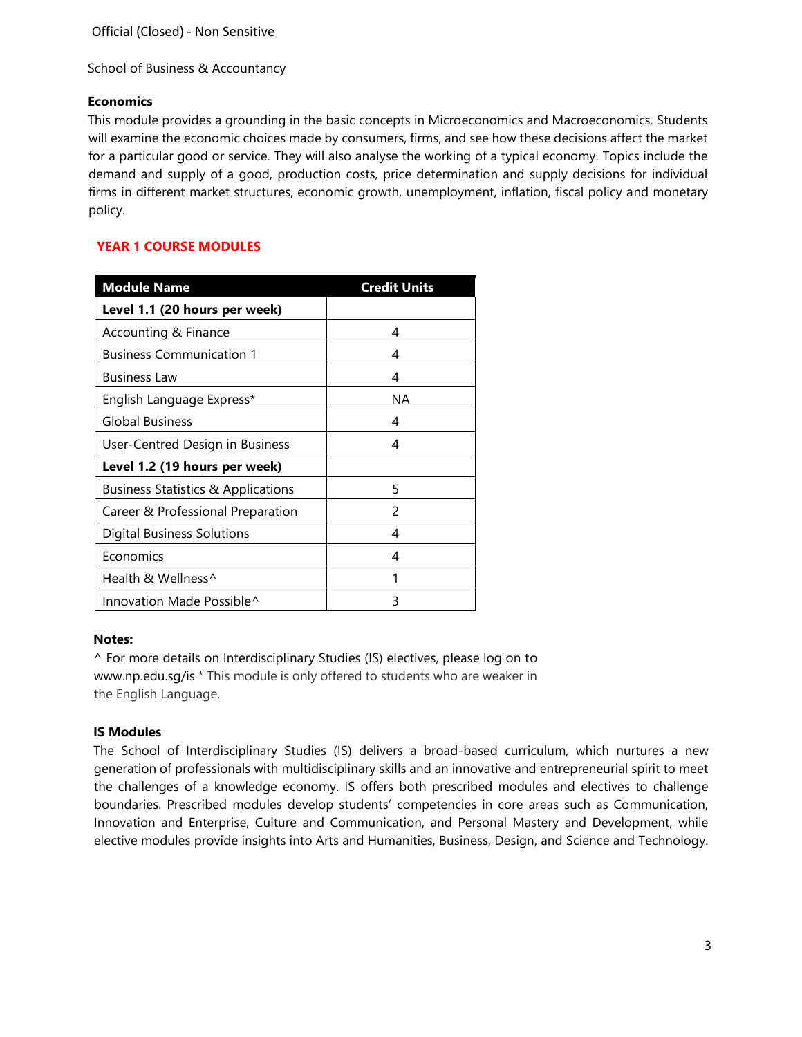Official (Closed) - Non Sensitive

School of Business & Accountancy

**Economics**

This module provides a grounding in the basic concepts in Microeconomics and Macroeconomics. Students will examine the economic choices made by consumers, firms, and see how these decisions affect the market for a particular good or service. They will also analyse the working of a typical economy. Topics include the demand and supply of a good, production costs, price determination and supply decisions for individual firms in different market structures, economic growth, unemployment, inflation, fiscal policy and monetary policy.

## YEAR 1 COURSE MODULES

| Module Name | Credit Units |
|---|---|
| **Level 1.1 (20 hours per week)** | |
| Accounting & Finance | 4 |
| Business Communication 1 | 4 |
| Business Law | 4 |
| English Language Express* | NA |
| Global Business | 4 |
| User-Centred Design in Business | 4 |
| **Level 1.2 (19 hours per week)** | |
| Business Statistics & Applications | 5 |
| Career & Professional Preparation | 2 |
| Digital Business Solutions | 4 |
| Economics | 4 |
| Health & Wellness^ | 1 |
| Innovation Made Possible^ | 3 |

**Notes:**

^ For more details on Interdisciplinary Studies (IS) electives, please log on to www.np.edu.sg/is * This module is only offered to students who are weaker in the English Language.

**IS Modules**

The School of Interdisciplinary Studies (IS) delivers a broad-based curriculum, which nurtures a new generation of professionals with multidisciplinary skills and an innovative and entrepreneurial spirit to meet the challenges of a knowledge economy. IS offers both prescribed modules and electives to challenge boundaries. Prescribed modules develop students' competencies in core areas such as Communication, Innovation and Enterprise, Culture and Communication, and Personal Mastery and Development, while elective modules provide insights into Arts and Humanities, Business, Design, and Science and Technology.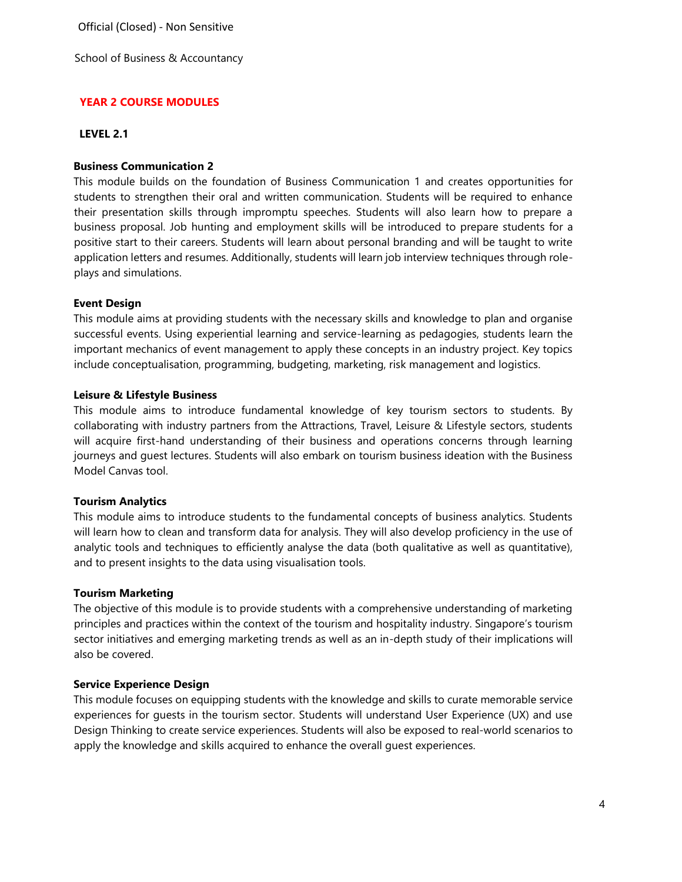School of Business & Accountancy

## YEAR 2 COURSE MODULES

### LEVEL 2.1

**Business Communication 2**

This module builds on the foundation of Business Communication 1 and creates opportunities for students to strengthen their oral and written communication. Students will be required to enhance their presentation skills through impromptu speeches. Students will also learn how to prepare a business proposal. Job hunting and employment skills will be introduced to prepare students for a positive start to their careers. Students will learn about personal branding and will be taught to write application letters and resumes. Additionally, students will learn job interview techniques through role-plays and simulations.

**Event Design**

This module aims at providing students with the necessary skills and knowledge to plan and organise successful events. Using experiential learning and service-learning as pedagogies, students learn the important mechanics of event management to apply these concepts in an industry project. Key topics include conceptualisation, programming, budgeting, marketing, risk management and logistics.

**Leisure & Lifestyle Business**

This module aims to introduce fundamental knowledge of key tourism sectors to students. By collaborating with industry partners from the Attractions, Travel, Leisure & Lifestyle sectors, students will acquire first-hand understanding of their business and operations concerns through learning journeys and guest lectures. Students will also embark on tourism business ideation with the Business Model Canvas tool.

**Tourism Analytics**

This module aims to introduce students to the fundamental concepts of business analytics. Students will learn how to clean and transform data for analysis. They will also develop proficiency in the use of analytic tools and techniques to efficiently analyse the data (both qualitative as well as quantitative), and to present insights to the data using visualisation tools.

**Tourism Marketing**

The objective of this module is to provide students with a comprehensive understanding of marketing principles and practices within the context of the tourism and hospitality industry. Singapore's tourism sector initiatives and emerging marketing trends as well as an in-depth study of their implications will also be covered.

**Service Experience Design**

This module focuses on equipping students with the knowledge and skills to curate memorable service experiences for guests in the tourism sector. Students will understand User Experience (UX) and use Design Thinking to create service experiences. Students will also be exposed to real-world scenarios to apply the knowledge and skills acquired to enhance the overall guest experiences.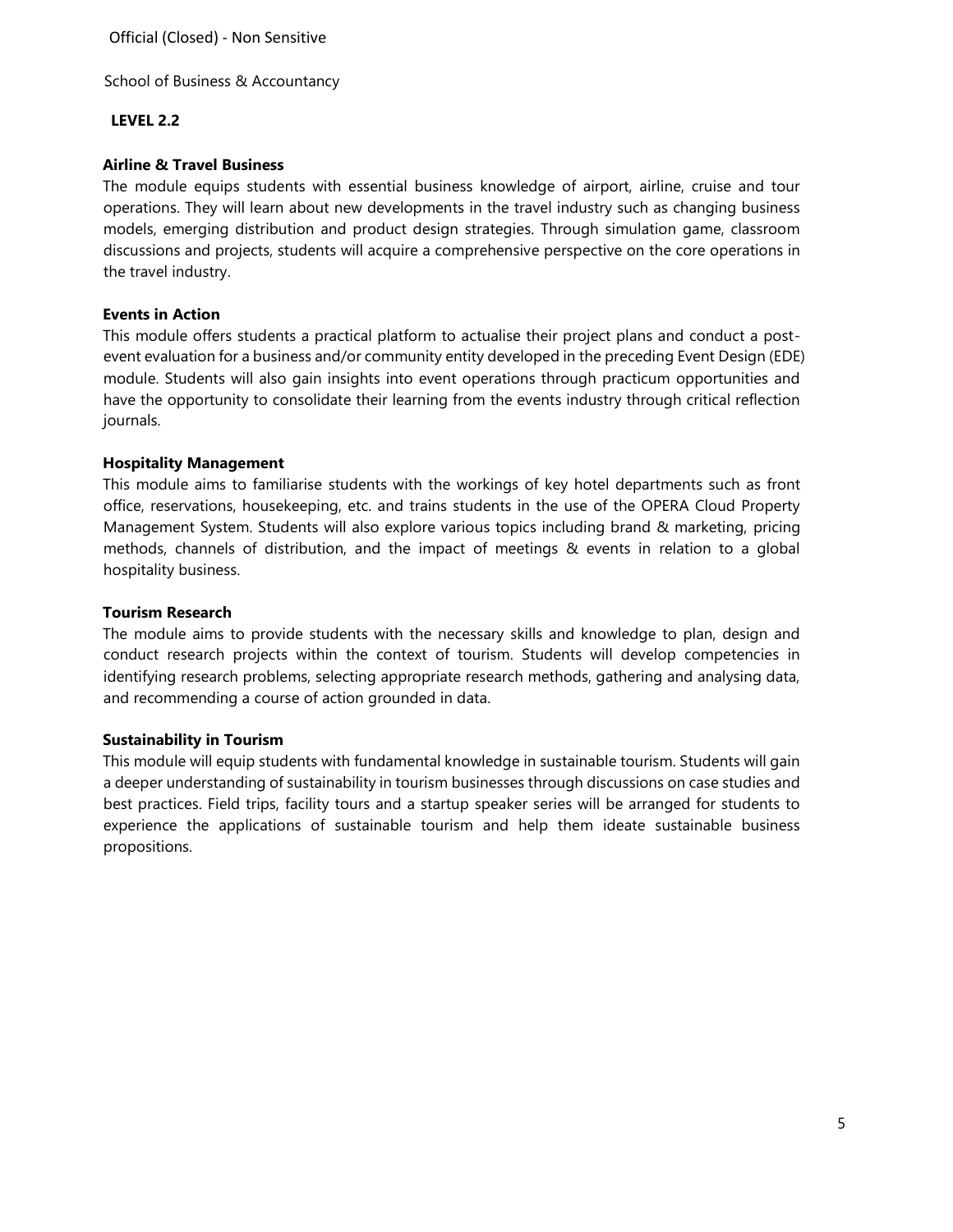School of Business & Accountancy

## LEVEL 2.2

### Airline & Travel Business

The module equips students with essential business knowledge of airport, airline, cruise and tour operations. They will learn about new developments in the travel industry such as changing business models, emerging distribution and product design strategies. Through simulation game, classroom discussions and projects, students will acquire a comprehensive perspective on the core operations in the travel industry.

### Events in Action

This module offers students a practical platform to actualise their project plans and conduct a post-event evaluation for a business and/or community entity developed in the preceding Event Design (EDE) module. Students will also gain insights into event operations through practicum opportunities and have the opportunity to consolidate their learning from the events industry through critical reflection journals.

### Hospitality Management

This module aims to familiarise students with the workings of key hotel departments such as front office, reservations, housekeeping, etc. and trains students in the use of the OPERA Cloud Property Management System. Students will also explore various topics including brand & marketing, pricing methods, channels of distribution, and the impact of meetings & events in relation to a global hospitality business.

### Tourism Research

The module aims to provide students with the necessary skills and knowledge to plan, design and conduct research projects within the context of tourism. Students will develop competencies in identifying research problems, selecting appropriate research methods, gathering and analysing data, and recommending a course of action grounded in data.

### Sustainability in Tourism

This module will equip students with fundamental knowledge in sustainable tourism. Students will gain a deeper understanding of sustainability in tourism businesses through discussions on case studies and best practices. Field trips, facility tours and a startup speaker series will be arranged for students to experience the applications of sustainable tourism and help them ideate sustainable business propositions.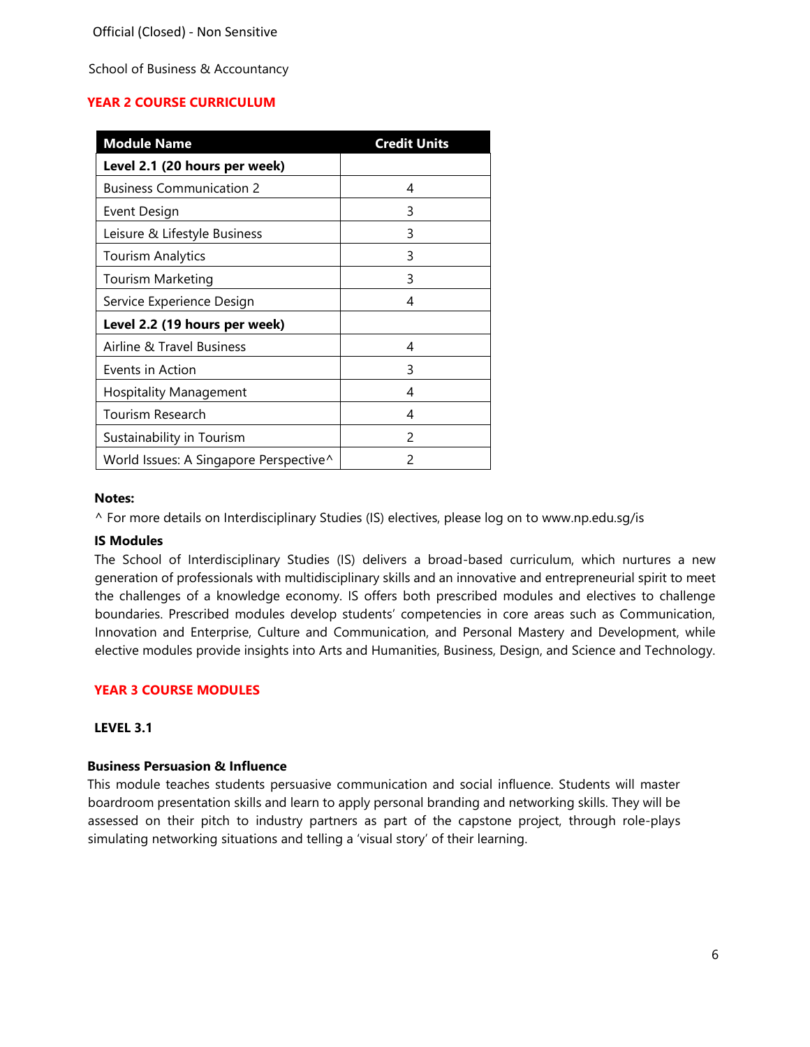Official (Closed) - Non Sensitive

School of Business & Accountancy

## YEAR 2 COURSE CURRICULUM

| Module Name | Credit Units |
|---|---|
| **Level 2.1 (20 hours per week)** | |
| Business Communication 2 | 4 |
| Event Design | 3 |
| Leisure & Lifestyle Business | 3 |
| Tourism Analytics | 3 |
| Tourism Marketing | 3 |
| Service Experience Design | 4 |
| **Level 2.2 (19 hours per week)** | |
| Airline & Travel Business | 4 |
| Events in Action | 3 |
| Hospitality Management | 4 |
| Tourism Research | 4 |
| Sustainability in Tourism | 2 |
| World Issues: A Singapore Perspective^ | 2 |

**Notes:**

^ For more details on Interdisciplinary Studies (IS) electives, please log on to www.np.edu.sg/is

**IS Modules**

The School of Interdisciplinary Studies (IS) delivers a broad-based curriculum, which nurtures a new generation of professionals with multidisciplinary skills and an innovative and entrepreneurial spirit to meet the challenges of a knowledge economy. IS offers both prescribed modules and electives to challenge boundaries. Prescribed modules develop students' competencies in core areas such as Communication, Innovation and Enterprise, Culture and Communication, and Personal Mastery and Development, while elective modules provide insights into Arts and Humanities, Business, Design, and Science and Technology.

## YEAR 3 COURSE MODULES

### LEVEL 3.1

**Business Persuasion & Influence**

This module teaches students persuasive communication and social influence. Students will master boardroom presentation skills and learn to apply personal branding and networking skills. They will be assessed on their pitch to industry partners as part of the capstone project, through role-plays simulating networking situations and telling a 'visual story' of their learning.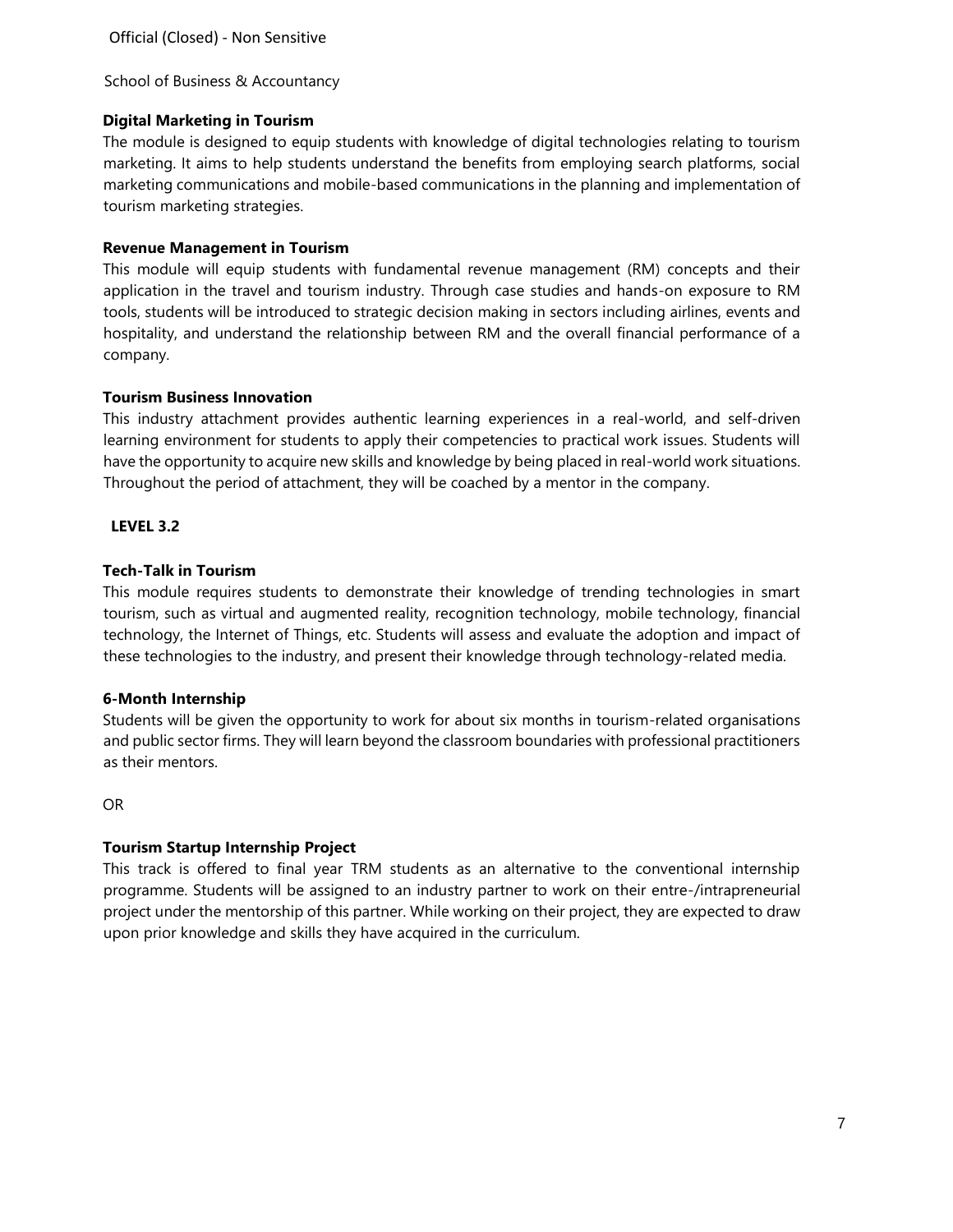**Digital Marketing in Tourism**

The module is designed to equip students with knowledge of digital technologies relating to tourism marketing. It aims to help students understand the benefits from employing search platforms, social marketing communications and mobile-based communications in the planning and implementation of tourism marketing strategies.

**Revenue Management in Tourism**

This module will equip students with fundamental revenue management (RM) concepts and their application in the travel and tourism industry. Through case studies and hands-on exposure to RM tools, students will be introduced to strategic decision making in sectors including airlines, events and hospitality, and understand the relationship between RM and the overall financial performance of a company.

**Tourism Business Innovation**

This industry attachment provides authentic learning experiences in a real-world, and self-driven learning environment for students to apply their competencies to practical work issues. Students will have the opportunity to acquire new skills and knowledge by being placed in real-world work situations. Throughout the period of attachment, they will be coached by a mentor in the company.

**LEVEL 3.2**

**Tech-Talk in Tourism**

This module requires students to demonstrate their knowledge of trending technologies in smart tourism, such as virtual and augmented reality, recognition technology, mobile technology, financial technology, the Internet of Things, etc. Students will assess and evaluate the adoption and impact of these technologies to the industry, and present their knowledge through technology-related media.

**6-Month Internship**

Students will be given the opportunity to work for about six months in tourism-related organisations and public sector firms. They will learn beyond the classroom boundaries with professional practitioners as their mentors.

OR

**Tourism Startup Internship Project**

This track is offered to final year TRM students as an alternative to the conventional internship programme. Students will be assigned to an industry partner to work on their entre-/intrapreneurial project under the mentorship of this partner. While working on their project, they are expected to draw upon prior knowledge and skills they have acquired in the curriculum.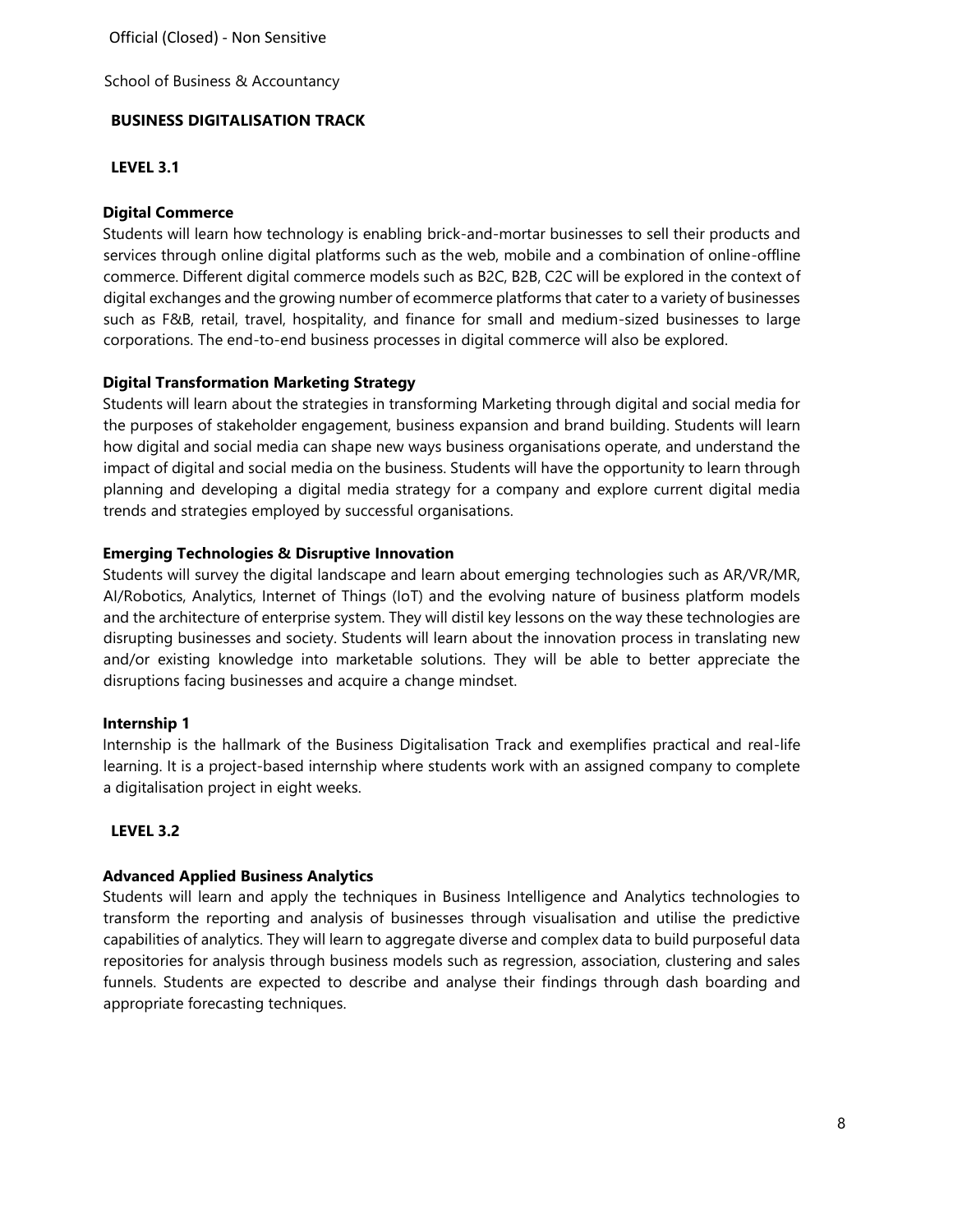Official (Closed) - Non Sensitive

School of Business & Accountancy

## BUSINESS DIGITALISATION TRACK

### LEVEL 3.1

**Digital Commerce**

Students will learn how technology is enabling brick-and-mortar businesses to sell their products and services through online digital platforms such as the web, mobile and a combination of online-offline commerce. Different digital commerce models such as B2C, B2B, C2C will be explored in the context of digital exchanges and the growing number of ecommerce platforms that cater to a variety of businesses such as F&B, retail, travel, hospitality, and finance for small and medium-sized businesses to large corporations. The end-to-end business processes in digital commerce will also be explored.

**Digital Transformation Marketing Strategy**

Students will learn about the strategies in transforming Marketing through digital and social media for the purposes of stakeholder engagement, business expansion and brand building. Students will learn how digital and social media can shape new ways business organisations operate, and understand the impact of digital and social media on the business. Students will have the opportunity to learn through planning and developing a digital media strategy for a company and explore current digital media trends and strategies employed by successful organisations.

**Emerging Technologies & Disruptive Innovation**

Students will survey the digital landscape and learn about emerging technologies such as AR/VR/MR, AI/Robotics, Analytics, Internet of Things (IoT) and the evolving nature of business platform models and the architecture of enterprise system. They will distil key lessons on the way these technologies are disrupting businesses and society. Students will learn about the innovation process in translating new and/or existing knowledge into marketable solutions. They will be able to better appreciate the disruptions facing businesses and acquire a change mindset.

**Internship 1**

Internship is the hallmark of the Business Digitalisation Track and exemplifies practical and real-life learning. It is a project-based internship where students work with an assigned company to complete a digitalisation project in eight weeks.

### LEVEL 3.2

**Advanced Applied Business Analytics**

Students will learn and apply the techniques in Business Intelligence and Analytics technologies to transform the reporting and analysis of businesses through visualisation and utilise the predictive capabilities of analytics. They will learn to aggregate diverse and complex data to build purposeful data repositories for analysis through business models such as regression, association, clustering and sales funnels. Students are expected to describe and analyse their findings through dash boarding and appropriate forecasting techniques.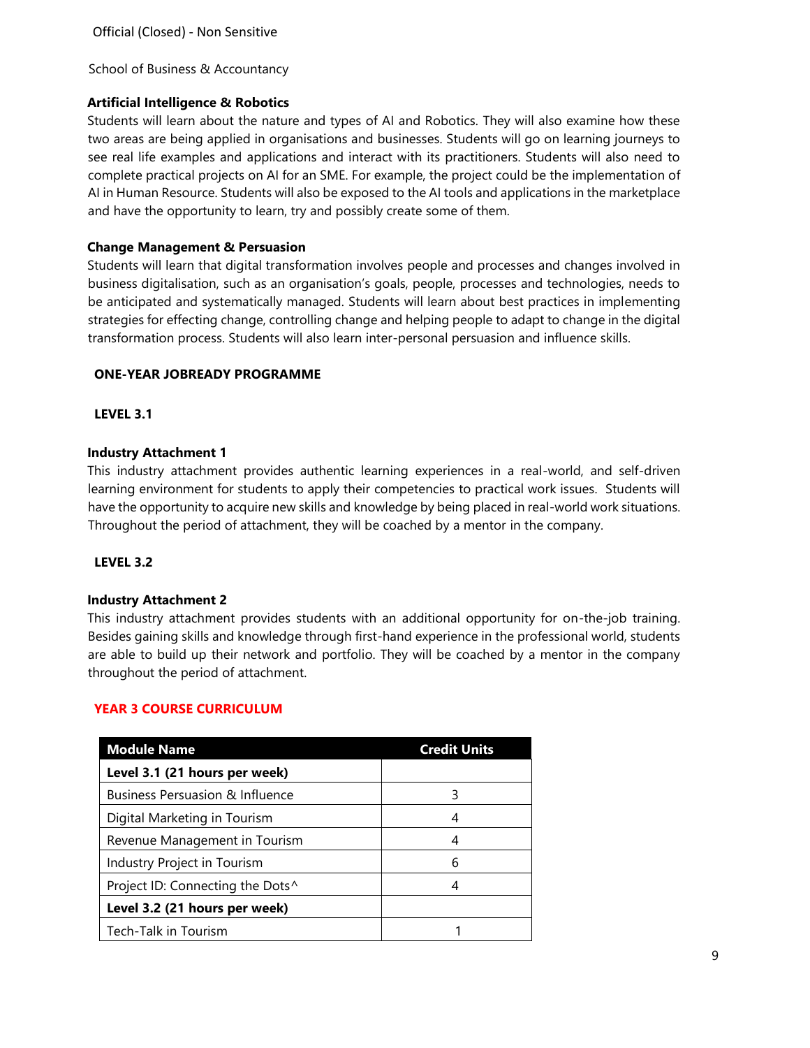Official (Closed) - Non Sensitive

School of Business & Accountancy

**Artificial Intelligence & Robotics**

Students will learn about the nature and types of AI and Robotics. They will also examine how these two areas are being applied in organisations and businesses. Students will go on learning journeys to see real life examples and applications and interact with its practitioners. Students will also need to complete practical projects on AI for an SME. For example, the project could be the implementation of AI in Human Resource. Students will also be exposed to the AI tools and applications in the marketplace and have the opportunity to learn, try and possibly create some of them.

**Change Management & Persuasion**

Students will learn that digital transformation involves people and processes and changes involved in business digitalisation, such as an organisation's goals, people, processes and technologies, needs to be anticipated and systematically managed. Students will learn about best practices in implementing strategies for effecting change, controlling change and helping people to adapt to change in the digital transformation process. Students will also learn inter-personal persuasion and influence skills.

**ONE-YEAR JOBREADY PROGRAMME**

**LEVEL 3.1**

**Industry Attachment 1**

This industry attachment provides authentic learning experiences in a real-world, and self-driven learning environment for students to apply their competencies to practical work issues. Students will have the opportunity to acquire new skills and knowledge by being placed in real-world work situations. Throughout the period of attachment, they will be coached by a mentor in the company.

**LEVEL 3.2**

**Industry Attachment 2**

This industry attachment provides students with an additional opportunity for on-the-job training. Besides gaining skills and knowledge through first-hand experience in the professional world, students are able to build up their network and portfolio. They will be coached by a mentor in the company throughout the period of attachment.

## YEAR 3 COURSE CURRICULUM

| Module Name | Credit Units |
|---|---|
| **Level 3.1 (21 hours per week)** | |
| Business Persuasion & Influence | 3 |
| Digital Marketing in Tourism | 4 |
| Revenue Management in Tourism | 4 |
| Industry Project in Tourism | 6 |
| Project ID: Connecting the Dots^ | 4 |
| **Level 3.2 (21 hours per week)** | |
| Tech-Talk in Tourism | 1 |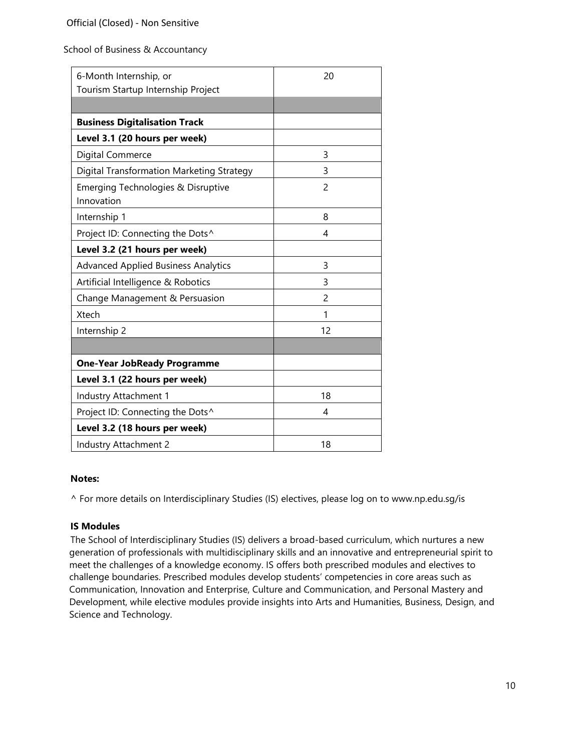School of Business & Accountancy

| | |
|---|---|
| 6-Month Internship, or<br>Tourism Startup Internship Project | 20 |
| | |
| **Business Digitalisation Track** | |
| **Level 3.1 (20 hours per week)** | |
| Digital Commerce | 3 |
| Digital Transformation Marketing Strategy | 3 |
| Emerging Technologies & Disruptive Innovation | 2 |
| Internship 1 | 8 |
| Project ID: Connecting the Dots^ | 4 |
| **Level 3.2 (21 hours per week)** | |
| Advanced Applied Business Analytics | 3 |
| Artificial Intelligence & Robotics | 3 |
| Change Management & Persuasion | 2 |
| Xtech | 1 |
| Internship 2 | 12 |
| | |
| **One-Year JobReady Programme** | |
| **Level 3.1 (22 hours per week)** | |
| Industry Attachment 1 | 18 |
| Project ID: Connecting the Dots^ | 4 |
| **Level 3.2 (18 hours per week)** | |
| Industry Attachment 2 | 18 |

**Notes:**

^ For more details on Interdisciplinary Studies (IS) electives, please log on to www.np.edu.sg/is

**IS Modules**

The School of Interdisciplinary Studies (IS) delivers a broad-based curriculum, which nurtures a new generation of professionals with multidisciplinary skills and an innovative and entrepreneurial spirit to meet the challenges of a knowledge economy. IS offers both prescribed modules and electives to challenge boundaries. Prescribed modules develop students' competencies in core areas such as Communication, Innovation and Enterprise, Culture and Communication, and Personal Mastery and Development, while elective modules provide insights into Arts and Humanities, Business, Design, and Science and Technology.